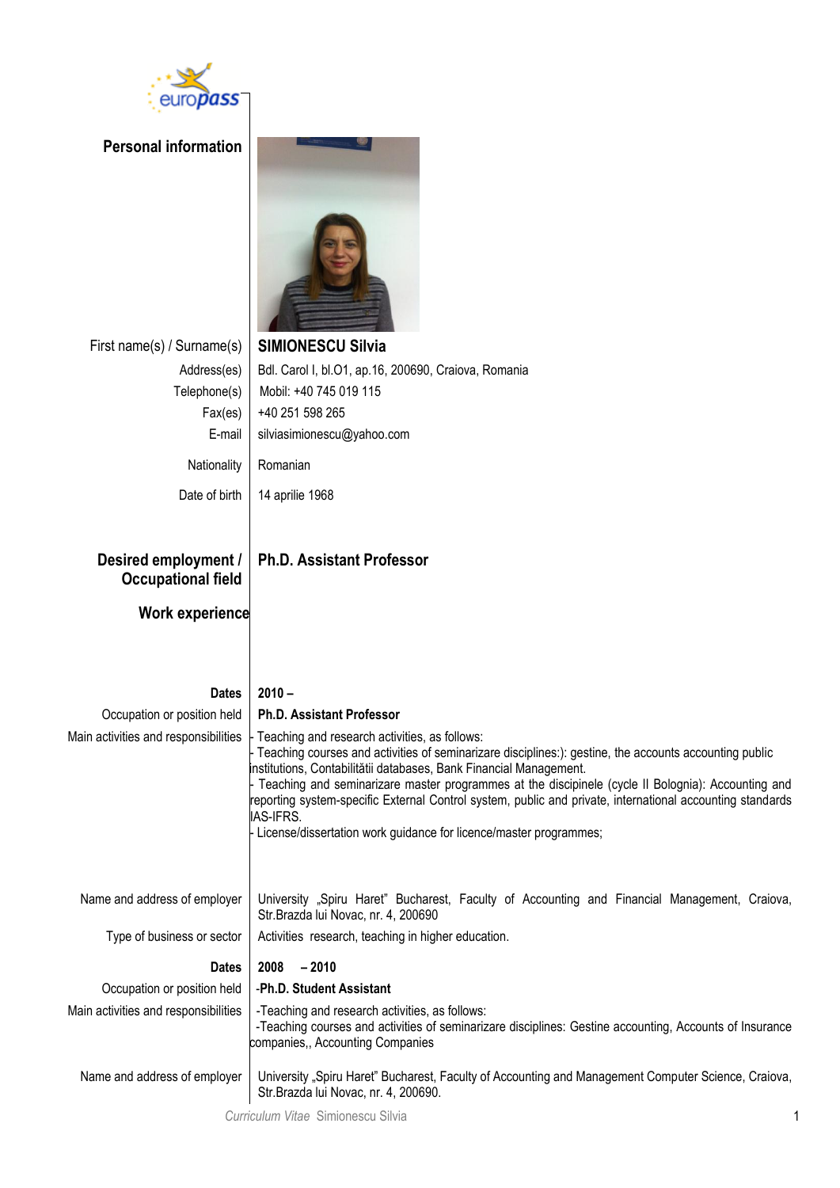europass

## Personal information

| | |
|---|---|
| First name(s) / Surname(s) | **SIMIONESCU Silvia** |
| Address(es) | Bdl. Carol I, bl.O1, ap.16, 200690, Craiova, Romania |
| Telephone(s) | Mobil: +40 745 019 115 |
| Fax(es) | +40 251 598 265 |
| E-mail | silviasimionescu@yahoo.com |
| Nationality | Romanian |
| Date of birth | 14 aprilie 1968 |

## Desired employment / Occupational field

**Ph.D. Assistant Professor**

## Work experience

| | |
|---|---|
| **Dates** | **2010 –** |
| Occupation or position held | **Ph.D. Assistant Professor** |
| Main activities and responsibilities | - Teaching and research activities, as follows:<br>- Teaching courses and activities of seminarizare disciplines:): gestine, the accounts accounting public institutions, Contabilității databases, Bank Financial Management.<br>- Teaching and seminarizare master programmes at the discipinele (cycle II Bolognia): Accounting and reporting system-specific External Control system, public and private, international accounting standards IAS-IFRS.<br>- License/dissertation work guidance for licence/master programmes; |
| Name and address of employer | University „Spiru Haret" Bucharest, Faculty of Accounting and Financial Management, Craiova, Str.Brazda lui Novac, nr. 4, 200690 |
| Type of business or sector | Activities research, teaching in higher education. |
| **Dates** | **2008 – 2010** |
| Occupation or position held | -**Ph.D. Student Assistant** |
| Main activities and responsibilities | -Teaching and research activities, as follows:<br>-Teaching courses and activities of seminarizare disciplines: Gestine accounting, Accounts of Insurance companies,, Accounting Companies |
| Name and address of employer | University „Spiru Haret" Bucharest, Faculty of Accounting and Management Computer Science, Craiova, Str.Brazda lui Novac, nr. 4, 200690. |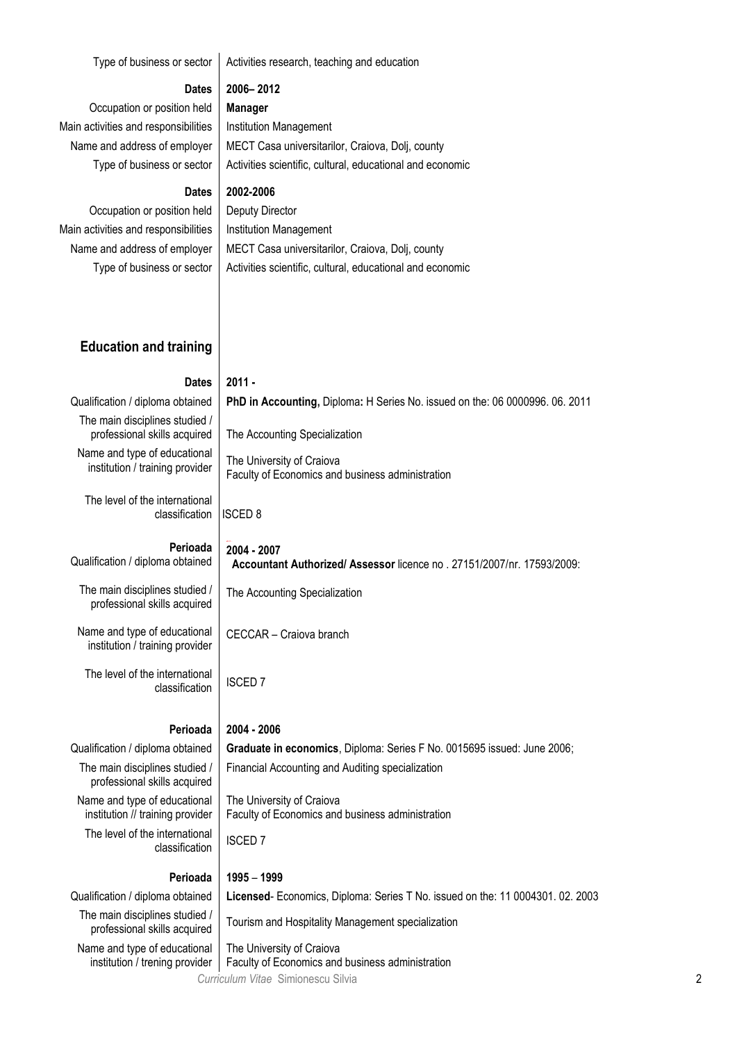| | |
|---|---|
| Type of business or sector | Activities research, teaching and education |
| **Dates** | **2006– 2012** |
| Occupation or position held | **Manager** |
| Main activities and responsibilities | Institution Management |
| Name and address of employer | MECT Casa universitarilor, Craiova, Dolj, county |
| Type of business or sector | Activities scientific, cultural, educational and economic |
| **Dates** | **2002-2006** |
| Occupation or position held | Deputy Director |
| Main activities and responsibilities | Institution Management |
| Name and address of employer | MECT Casa universitarilor, Craiova, Dolj, county |
| Type of business or sector | Activities scientific, cultural, educational and economic |

## Education and training

| | |
|---|---|
| **Dates** | **2011 -** |
| Qualification / diploma obtained | **PhD in Accounting,** Diploma**:** H Series No. issued on the: 06 0000996. 06. 2011 |
| The main disciplines studied / professional skills acquired | The Accounting Specialization |
| Name and type of educational institution / training provider | The University of Craiova<br>Faculty of Economics and business administration |
| The level of the international classification | ISCED 8 |
| **Perioada** | **2004 - 2007** |
| Qualification / diploma obtained | **Accountant Authorized/ Assessor** licence no . 27151/2007/nr. 17593/2009: |
| The main disciplines studied / professional skills acquired | The Accounting Specialization |
| Name and type of educational institution / training provider | CECCAR – Craiova branch |
| The level of the international classification | ISCED 7 |
| **Perioada** | **2004 - 2006** |
| Qualification / diploma obtained | **Graduate in economics**, Diploma: Series F No. 0015695 issued: June 2006; |
| The main disciplines studied / professional skills acquired | Financial Accounting and Auditing specialization |
| Name and type of educational institution // training provider | The University of Craiova<br>Faculty of Economics and business administration |
| The level of the international classification | ISCED 7 |
| **Perioada** | **1995 – 1999** |
| Qualification / diploma obtained | **Licensed**- Economics, Diploma: Series T No. issued on the: 11 0004301. 02. 2003 |
| The main disciplines studied / professional skills acquired | Tourism and Hospitality Management specialization |
| Name and type of educational institution / trening provider | The University of Craiova<br>Faculty of Economics and business administration |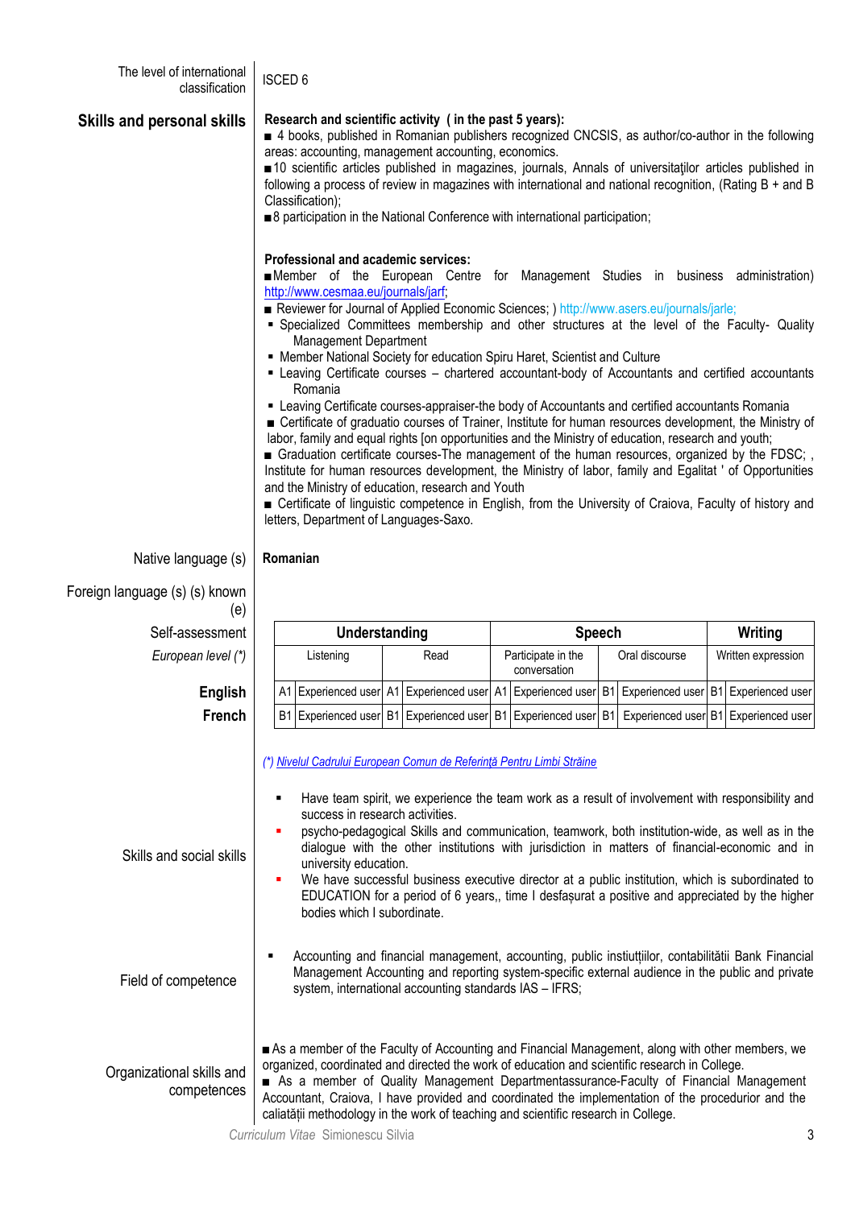The level of international classification: ISCED 6

## Skills and personal skills

**Research and scientific activity ( in the past 5 years):**

■ 4 books, published in Romanian publishers recognized CNCSIS, as author/co-author in the following areas: accounting, management accounting, economics.

■ 10 scientific articles published in magazines, journals, Annals of universitaţilor articles published in following a process of review in magazines with international and national recognition, (Rating B + and B Classification);

■ 8 participation in the National Conference with international participation;

**Professional and academic services:**

■ Member of the European Centre for Management Studies in business administration) http://www.cesmaa.eu/journals/jarf;

■ Reviewer for Journal of Applied Economic Sciences; ) http://www.asers.eu/journals/jarle;

- Specialized Committees membership and other structures at the level of the Faculty- Quality Management Department
- Member National Society for education Spiru Haret, Scientist and Culture
- Leaving Certificate courses – chartered accountant-body of Accountants and certified accountants Romania
- Leaving Certificate courses-appraiser-the body of Accountants and certified accountants Romania

■ Certificate of graduatio courses of Trainer, Institute for human resources development, the Ministry of labor, family and equal rights [on opportunities and the Ministry of education, research and youth;

■ Graduation certificate courses-The management of the human resources, organized by the FDSC; , Institute for human resources development, the Ministry of labor, family and Egalitat ' of Opportunities and the Ministry of education, research and Youth

■ Certificate of linguistic competence in English, from the University of Craiova, Faculty of history and letters, Department of Languages-Saxo.

Native language (s): **Romanian**

Foreign language (s) (s) known (e)

Self-assessment

*European level (\*)*

| | Understanding | | | | Speech | | | | Writing | |
|---|---|---|---|---|---|---|---|---|---|---|
| | Listening | | Read | | Participate in the conversation | | Oral discourse | | Written expression | |
| **English** | A1 | Experienced user | A1 | Experienced user | A1 | Experienced user | B1 | Experienced user | B1 | Experienced user |
| **French** | B1 | Experienced user | B1 | Experienced user | B1 | Experienced user | B1 | Experienced user | B1 | Experienced user |

*(\*) Nivelul Cadrului European Comun de Referinţă Pentru Limbi Străine*

### Skills and social skills

- Have team spirit, we experience the team work as a result of involvement with responsibility and success in research activities.
- psycho-pedagogical Skills and communication, teamwork, both institution-wide, as well as in the dialogue with the other institutions with jurisdiction in matters of financial-economic and in university education.
- We have successful business executive director at a public institution, which is subordinated to EDUCATION for a period of 6 years,, time I desfaşurat a positive and appreciated by the higher bodies which I subordinate.

### Field of competence

- Accounting and financial management, accounting, public instiutţiilor, contabilitătii Bank Financial Management Accounting and reporting system-specific external audience in the public and private system, international accounting standards IAS – IFRS;

### Organizational skills and competences

■ As a member of the Faculty of Accounting and Financial Management, along with other members, we organized, coordinated and directed the work of education and scientific research in College.

■ As a member of Quality Management Departmentassurance-Faculty of Financial Management Accountant, Craiova, I have provided and coordinated the implementation of the procedurior and the caliatăţii methodology in the work of teaching and scientific research in College.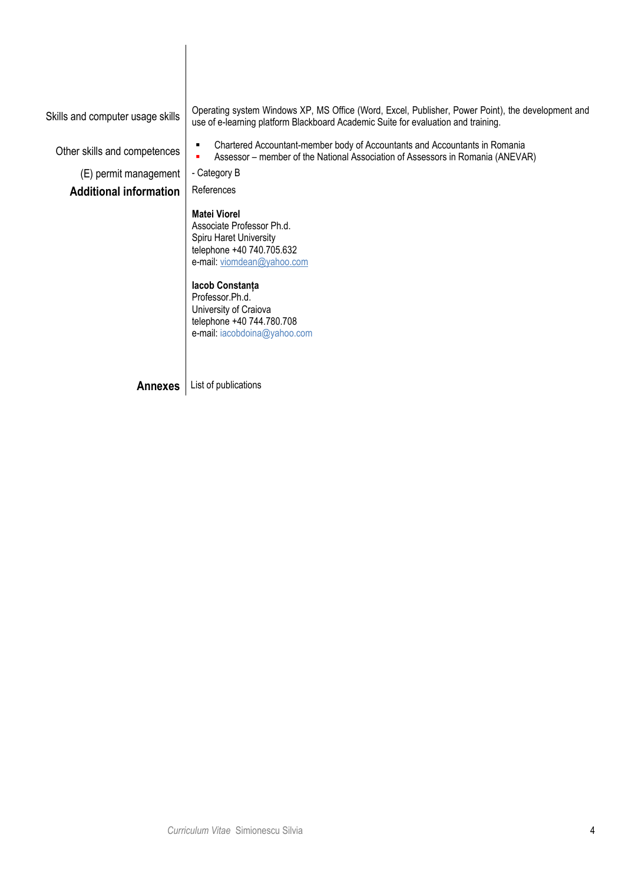**Skills and computer usage skills**

Operating system Windows XP, MS Office (Word, Excel, Publisher, Power Point), the development and use of e-learning platform Blackboard Academic Suite for evaluation and training.

**Other skills and competences**

- Chartered Accountant-member body of Accountants and Accountants in Romania
- Assessor – member of the National Association of Assessors in Romania (ANEVAR)

**(E) permit management**

- Category B

## Additional information

References

**Matei Viorel**
Associate Professor Ph.d.
Spiru Haret University
telephone +40 740.705.632
e-mail: viomdean@yahoo.com

**Iacob Constanța**
Professor.Ph.d.
University of Craiova
telephone +40 744.780.708
e-mail: iacobdoina@yahoo.com

## Annexes

List of publications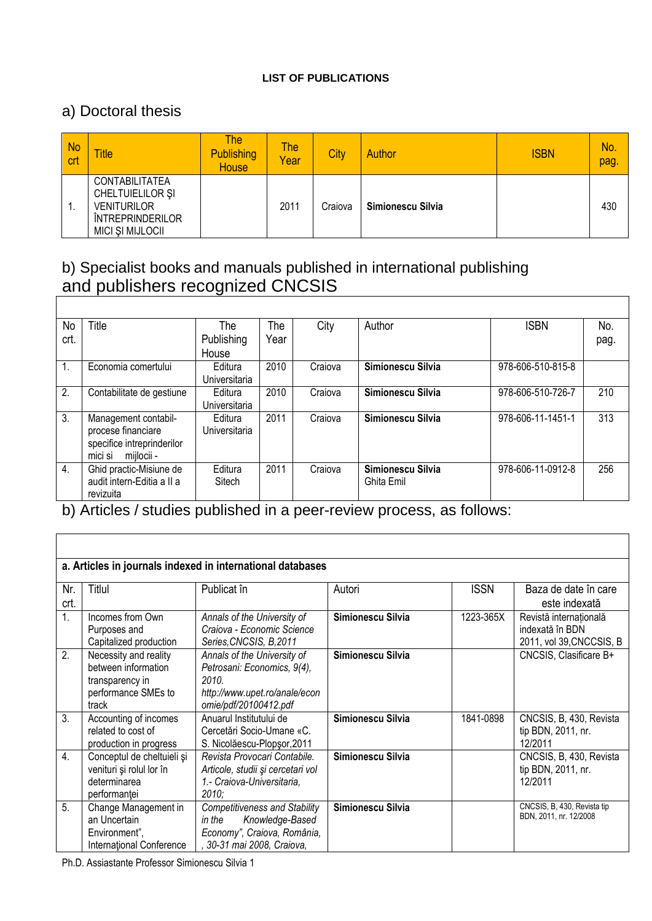**LIST OF PUBLICATIONS**

## a) Doctoral thesis

| No crt | Title | The Publishing House | The Year | City | Author | ISBN | No. pag. |
|---|---|---|---|---|---|---|---|
| 1. | CONTABILITATEA CHELTUIELILOR ŞI VENITURILOR ÎNTREPRINDERILOR MICI ŞI MIJLOCII | | 2011 | Craiova | **Simionescu Silvia** | | 430 |

## b) Specialist books and manuals published in international publishing and publishers recognized CNCSIS

| No crt. | Title | The Publishing House | The Year | City | Author | ISBN | No. pag. |
|---|---|---|---|---|---|---|---|
| 1. | Economia comertului | Editura Universitaria | 2010 | Craiova | **Simionescu Silvia** | 978-606-510-815-8 | |
| 2. | Contabilitate de gestiune | Editura Universitaria | 2010 | Craiova | **Simionescu Silvia** | 978-606-510-726-7 | 210 |
| 3. | Management contabil-procese financiare specifice intreprinderilor mici si mijlocii - | Editura Universitaria | 2011 | Craiova | **Simionescu Silvia** | 978-606-11-1451-1 | 313 |
| 4. | Ghid practic-Misiune de audit intern-Editia a II a revizuita | Editura Sitech | 2011 | Craiova | **Simionescu Silvia** Ghita Emil | 978-606-11-0912-8 | 256 |

## b) Articles / studies published in a peer-review process, as follows:

**a. Articles in journals indexed in international databases**

| Nr. crt. | Titlul | Publicat în | Autori | ISSN | Baza de date în care este indexată |
|---|---|---|---|---|---|
| 1. | Incomes from Own Purposes and Capitalized production | *Annals of the University of Craiova - Economic Science Series,CNCSIS, B,2011* | **Simionescu Silvia** | 1223-365X | Revistă internațională indexată în BDN 2011, vol 39,CNCCSIS, B |
| 2. | Necessity and reality between information transparency in performance SMEs to track | *Annals of the University of Petrosani: Economics, 9(4), 2010. http://www.upet.ro/anale/economie/pdf/20100412.pdf* | **Simionescu Silvia** | | CNCSIS, Clasificare B+ |
| 3. | Accounting of incomes related to cost of production in progress | Anuarul Institutului de Cercetări Socio-Umane «C. S. Nicolăescu-Plopşor,2011 | **Simionescu Silvia** | 1841-0898 | CNCSIS, B, 430, Revista tip BDN, 2011, nr. 12/2011 |
| 4. | Conceptul de cheltuieli şi venituri şi rolul lor în determinarea performanţei | *Revista Provocari Contabile. Articole, studii şi cercetari vol 1.- Craiova-Universitaria, 2010;* | **Simionescu Silvia** | | CNCSIS, B, 430, Revista tip BDN, 2011, nr. 12/2011 |
| 5. | Change Management in an Uncertain Environment", Internaţional Conference | *Competitiveness and Stability in the Knowledge-Based Economy", Craiova, România, , 30-31 mai 2008, Craiova,* | **Simionescu Silvia** | | CNCSIS, B, 430, Revista tip BDN, 2011, nr. 12/2008 |

Ph.D. Assiastante Professor Simionescu Silvia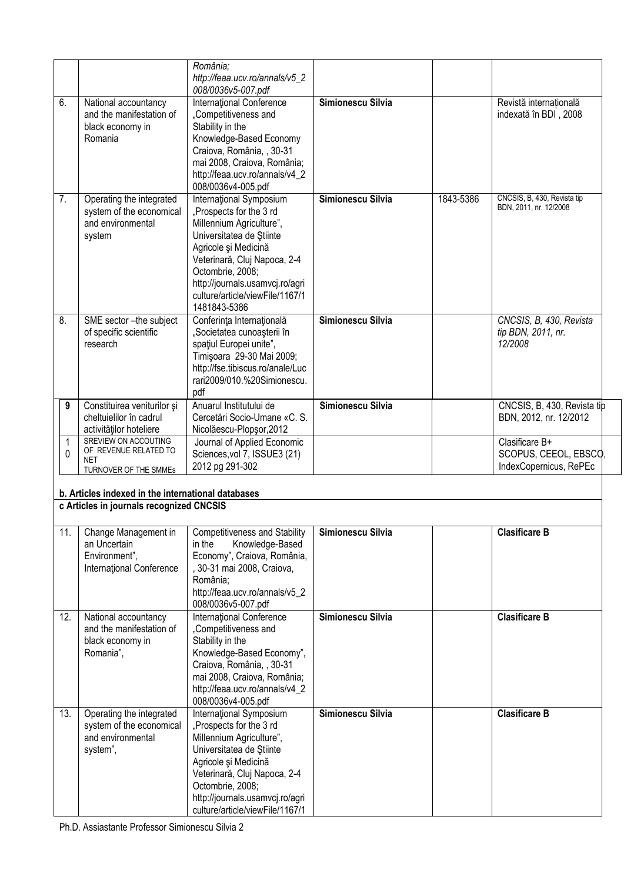|  |  | România; http://feaa.ucv.ro/annals/v5_2008/0036v5-007.pdf |  |  |  |
|---|---|---|---|---|---|
| 6. | National accountancy and the manifestation of black economy in Romania | Internaţional Conference „Competitiveness and Stability in the Knowledge-Based Economy Craiova, România, , 30-31 mai 2008, Craiova, România; http://feaa.ucv.ro/annals/v4_2008/0036v4-005.pdf | **Simionescu Silvia** |  | Revistă internațională indexată în BDI , 2008 |
| 7. | Operating the integrated system of the economical and environmental system | Internaţional Symposium „Prospects for the 3 rd Millennium Agriculture", Universitatea de Ştiinte Agricole şi Medicină Veterinară, Cluj Napoca, 2-4 Octombrie, 2008; http://journals.usamvcj.ro/agriculture/article/viewFile/1167/1 1481843-5386 | **Simionescu Silvia** | 1843-5386 | CNCSIS, B, 430, Revista tip BDN, 2011, nr. 12/2008 |
| 8. | SME sector –the subject of specific scientific research | Conferinţa Internaţională „Societatea cunoaşterii în spaţiul Europei unite", Timişoara 29-30 Mai 2009; http://fse.tibiscus.ro/anale/Lucrari2009/010.%20Simionescu.pdf | **Simionescu Silvia** |  | *CNCSIS, B, 430, Revista tip BDN, 2011, nr. 12/2008* |
| **9** | Constituirea veniturilor şi cheltuielilor în cadrul activităţilor hoteliere | Anuarul Institutului de Cercetări Socio-Umane «C. S. Nicolăescu-Plopşor,2012 | **Simionescu Silvia** |  | CNCSIS, B, 430, Revista tip BDN, 2012, nr. 12/2012 |
| 10 | SREVIEW ON ACCOUTING OF REVENUE RELATED TO NET TURNOVER OF THE SMMEs | Journal of Applied Economic Sciences,vol 7, ISSUE3 (21) 2012 pg 291-302 |  |  | Clasificare B+ SCOPUS, CEEOL, EBSCO, IndexCopernicus, RePEc |

**b. Articles indexed in the international databases**

**c Articles in journals recognized CNCSIS**

|  |  |  |  |  |  |
|---|---|---|---|---|---|
| 11. | Change Management in an Uncertain Environment", Internaţional Conference | Competitiveness and Stability in the Knowledge-Based Economy", Craiova, România, , 30-31 mai 2008, Craiova, România; http://feaa.ucv.ro/annals/v5_2008/0036v5-007.pdf | **Simionescu Silvia** |  | **Clasificare B** |
| 12. | National accountancy and the manifestation of black economy in Romania", | Internaţional Conference „Competitiveness and Stability in the Knowledge-Based Economy", Craiova, România, , 30-31 mai 2008, Craiova, România; http://feaa.ucv.ro/annals/v4_2008/0036v4-005.pdf | **Simionescu Silvia** |  | **Clasificare B** |
| 13. | Operating the integrated system of the economical and environmental system", | Internaţional Symposium „Prospects for the 3 rd Millennium Agriculture", Universitatea de Ştiinte Agricole şi Medicină Veterinară, Cluj Napoca, 2-4 Octombrie, 2008; http://journals.usamvcj.ro/agriculture/article/viewFile/1167/1 | **Simionescu Silvia** |  | **Clasificare B** |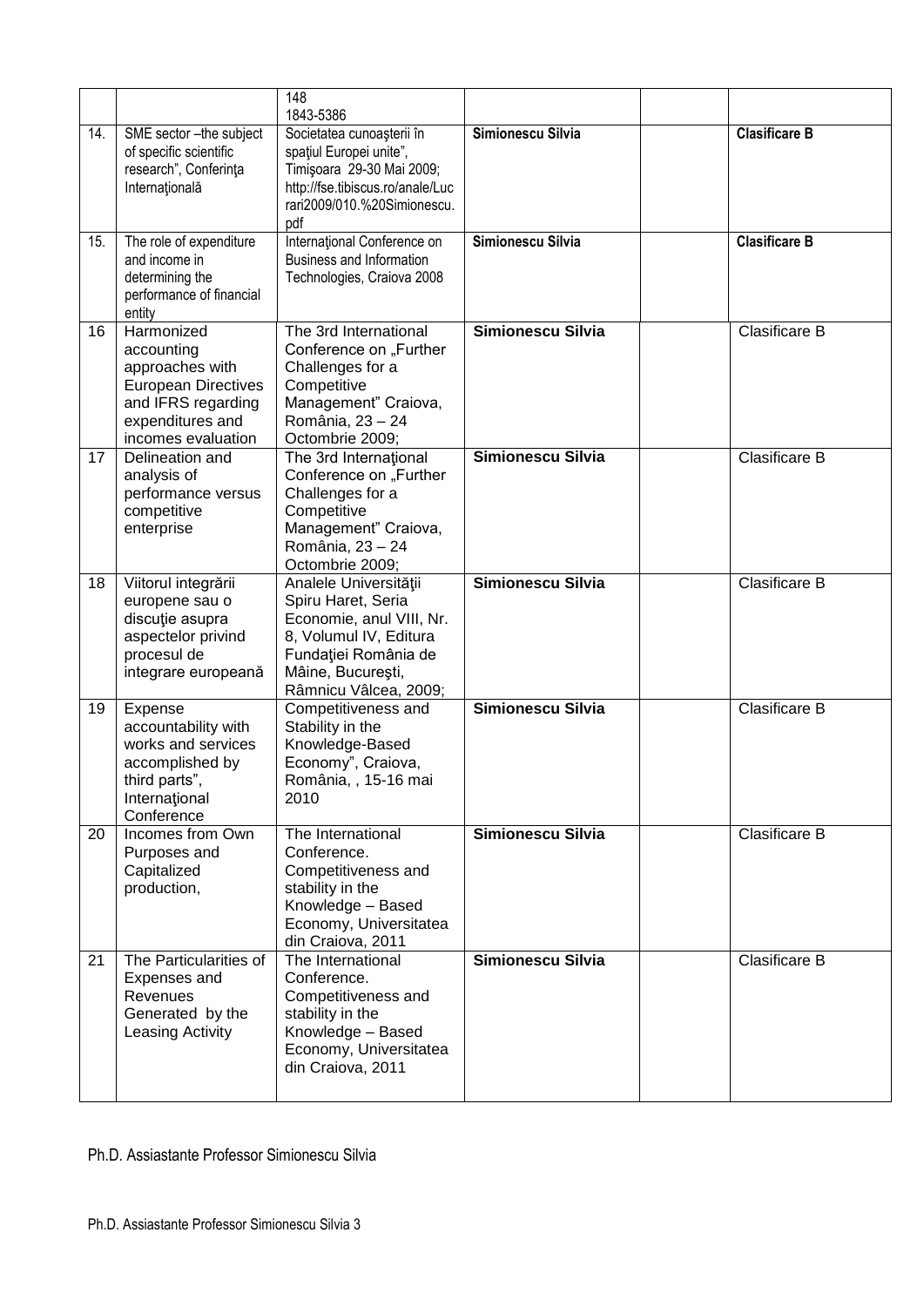| | | | | | |
|---|---|---|---|---|---|
| | | 148<br>1843-5386 | | | |
| 14. | SME sector –the subject of specific scientific research", Conferinţa Internaţională | Societatea cunoaşterii în spaţiul Europei unite", Timişoara 29-30 Mai 2009; http://fse.tibiscus.ro/anale/Lucrari2009/010.%20Simionescu.pdf | **Simionescu Silvia** | | **Clasificare B** |
| 15. | The role of expenditure and income in determining the performance of financial entity | Internaţional Conference on Business and Information Technologies, Craiova 2008 | **Simionescu Silvia** | | **Clasificare B** |
| 16 | Harmonized accounting approaches with European Directives and IFRS regarding expenditures and incomes evaluation | The 3rd International Conference on „Further Challenges for a Competitive Management" Craiova, România, 23 – 24 Octombrie 2009; | **Simionescu Silvia** | | Clasificare B |
| 17 | Delineation and analysis of performance versus competitive enterprise | The 3rd Internaţional Conference on „Further Challenges for a Competitive Management" Craiova, România, 23 – 24 Octombrie 2009; | **Simionescu Silvia** | | Clasificare B |
| 18 | Viitorul integrării europene sau o discuţie asupra aspectelor privind procesul de integrare europeană | Analele Universităţii Spiru Haret, Seria Economie, anul VIII, Nr. 8, Volumul IV, Editura Fundaţiei România de Mâine, Bucureşti, Râmnicu Vâlcea, 2009; | **Simionescu Silvia** | | Clasificare B |
| 19 | Expense accountability with works and services accomplished by third parts", Internaţional Conference | Competitiveness and Stability in the Knowledge-Based Economy", Craiova, România, , 15-16 mai 2010 | **Simionescu Silvia** | | Clasificare B |
| 20 | Incomes from Own Purposes and Capitalized production, | The International Conference. Competitiveness and stability in the Knowledge – Based Economy, Universitatea din Craiova, 2011 | **Simionescu Silvia** | | Clasificare B |
| 21 | The Particularities of Expenses and Revenues Generated by the Leasing Activity | The International Conference. Competitiveness and stability in the Knowledge – Based Economy, Universitatea din Craiova, 2011 | **Simionescu Silvia** | | Clasificare B |

Ph.D. Assiastante Professor Simionescu Silvia